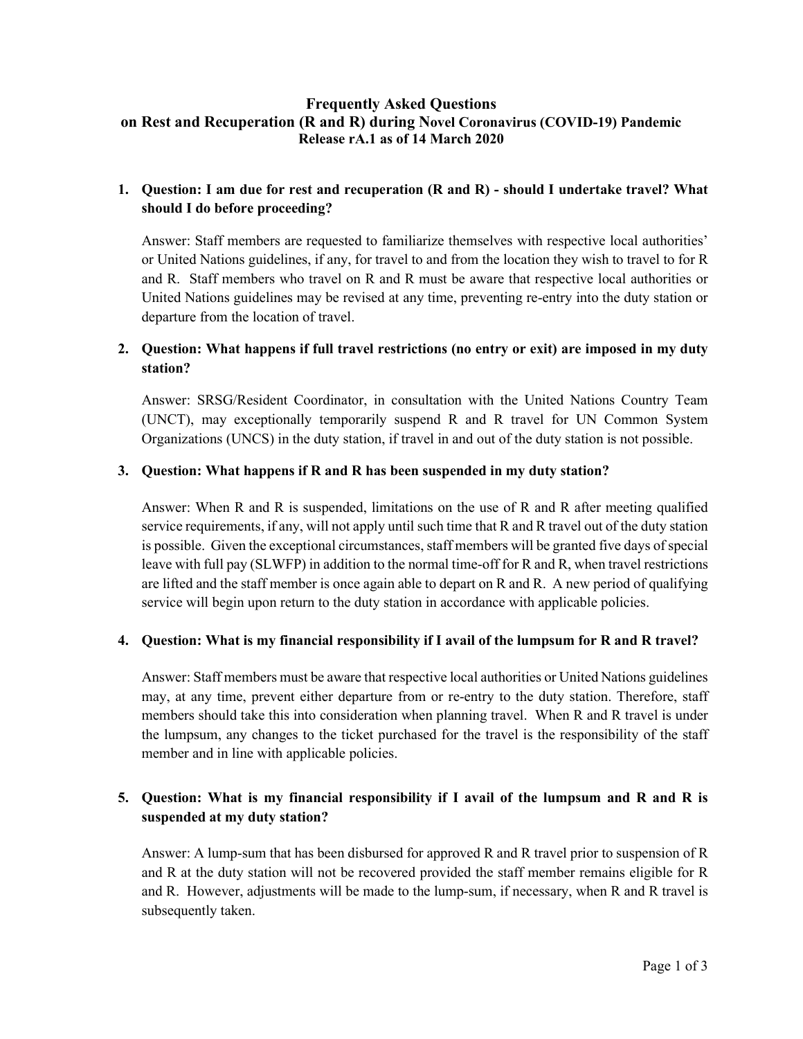# Frequently Asked Questions on Rest and Recuperation (R and R) during Novel Coronavirus (COVID-19) Pandemic

**Release rA.1 as of 14 March 2020**

1. **Question: I am due for rest and recuperation (R and R) - should I undertake travel? What should I do before proceeding?**

   Answer: Staff members are requested to familiarize themselves with respective local authorities' or United Nations guidelines, if any, for travel to and from the location they wish to travel to for R and R. Staff members who travel on R and R must be aware that respective local authorities or United Nations guidelines may be revised at any time, preventing re-entry into the duty station or departure from the location of travel.

2. **Question: What happens if full travel restrictions (no entry or exit) are imposed in my duty station?**

   Answer: SRSG/Resident Coordinator, in consultation with the United Nations Country Team (UNCT), may exceptionally temporarily suspend R and R travel for UN Common System Organizations (UNCS) in the duty station, if travel in and out of the duty station is not possible.

3. **Question: What happens if R and R has been suspended in my duty station?**

   Answer: When R and R is suspended, limitations on the use of R and R after meeting qualified service requirements, if any, will not apply until such time that R and R travel out of the duty station is possible. Given the exceptional circumstances, staff members will be granted five days of special leave with full pay (SLWFP) in addition to the normal time-off for R and R, when travel restrictions are lifted and the staff member is once again able to depart on R and R. A new period of qualifying service will begin upon return to the duty station in accordance with applicable policies.

4. **Question: What is my financial responsibility if I avail of the lumpsum for R and R travel?**

   Answer: Staff members must be aware that respective local authorities or United Nations guidelines may, at any time, prevent either departure from or re-entry to the duty station. Therefore, staff members should take this into consideration when planning travel. When R and R travel is under the lumpsum, any changes to the ticket purchased for the travel is the responsibility of the staff member and in line with applicable policies.

5. **Question: What is my financial responsibility if I avail of the lumpsum and R and R is suspended at my duty station?**

   Answer: A lump-sum that has been disbursed for approved R and R travel prior to suspension of R and R at the duty station will not be recovered provided the staff member remains eligible for R and R. However, adjustments will be made to the lump-sum, if necessary, when R and R travel is subsequently taken.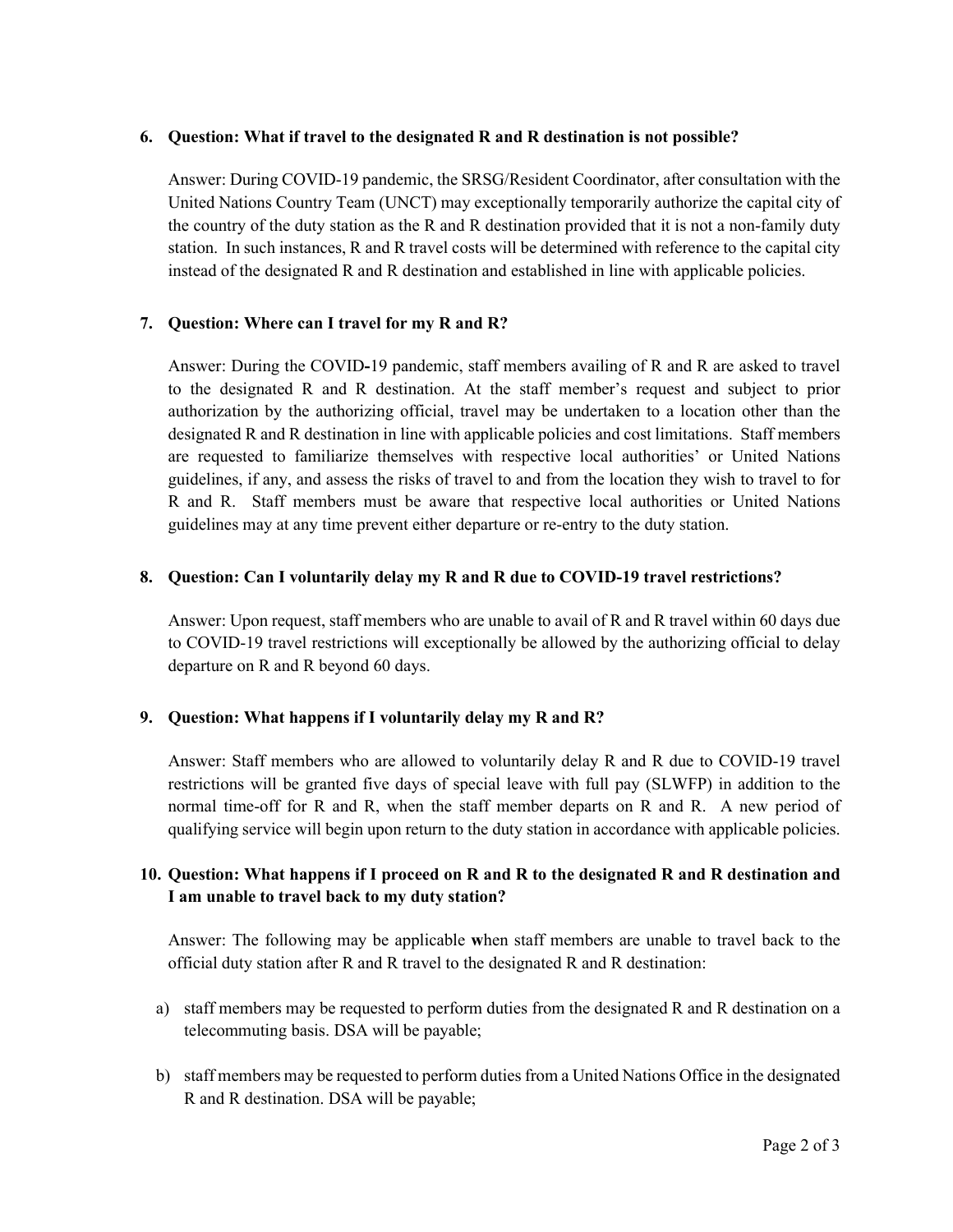**6. Question: What if travel to the designated R and R destination is not possible?**

Answer: During COVID-19 pandemic, the SRSG/Resident Coordinator, after consultation with the United Nations Country Team (UNCT) may exceptionally temporarily authorize the capital city of the country of the duty station as the R and R destination provided that it is not a non-family duty station. In such instances, R and R travel costs will be determined with reference to the capital city instead of the designated R and R destination and established in line with applicable policies.

**7. Question: Where can I travel for my R and R?**

Answer: During the COVID-19 pandemic, staff members availing of R and R are asked to travel to the designated R and R destination. At the staff member's request and subject to prior authorization by the authorizing official, travel may be undertaken to a location other than the designated R and R destination in line with applicable policies and cost limitations. Staff members are requested to familiarize themselves with respective local authorities' or United Nations guidelines, if any, and assess the risks of travel to and from the location they wish to travel to for R and R. Staff members must be aware that respective local authorities or United Nations guidelines may at any time prevent either departure or re-entry to the duty station.

**8. Question: Can I voluntarily delay my R and R due to COVID-19 travel restrictions?**

Answer: Upon request, staff members who are unable to avail of R and R travel within 60 days due to COVID-19 travel restrictions will exceptionally be allowed by the authorizing official to delay departure on R and R beyond 60 days.

**9. Question: What happens if I voluntarily delay my R and R?**

Answer: Staff members who are allowed to voluntarily delay R and R due to COVID-19 travel restrictions will be granted five days of special leave with full pay (SLWFP) in addition to the normal time-off for R and R, when the staff member departs on R and R. A new period of qualifying service will begin upon return to the duty station in accordance with applicable policies.

**10. Question: What happens if I proceed on R and R to the designated R and R destination and I am unable to travel back to my duty station?**

Answer: The following may be applicable when staff members are unable to travel back to the official duty station after R and R travel to the designated R and R destination:

a) staff members may be requested to perform duties from the designated R and R destination on a telecommuting basis. DSA will be payable;

b) staff members may be requested to perform duties from a United Nations Office in the designated R and R destination. DSA will be payable;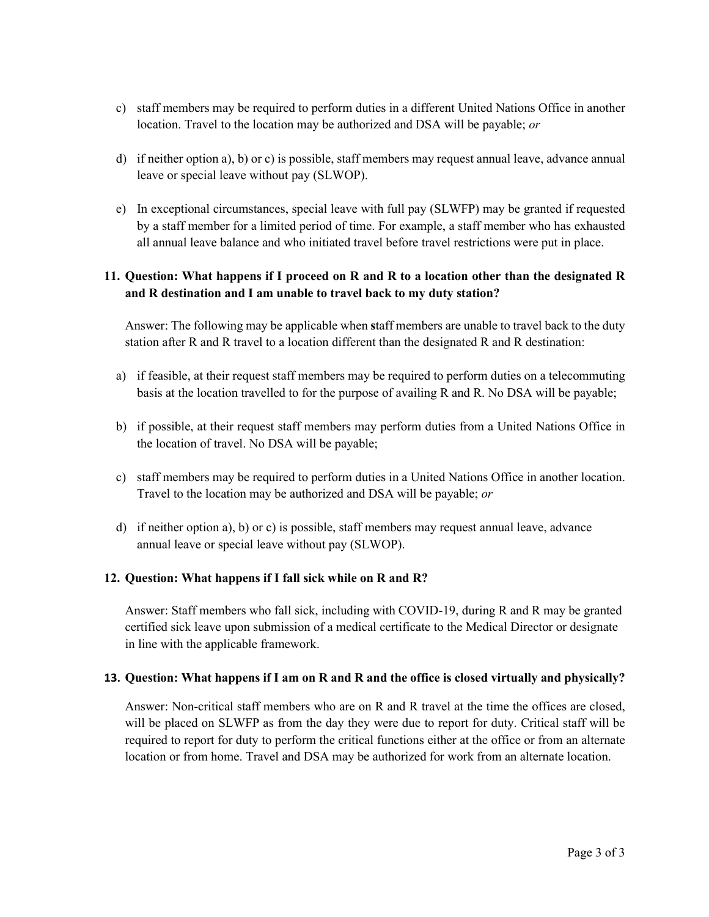c) staff members may be required to perform duties in a different United Nations Office in another location. Travel to the location may be authorized and DSA will be payable; *or*

d) if neither option a), b) or c) is possible, staff members may request annual leave, advance annual leave or special leave without pay (SLWOP).

e) In exceptional circumstances, special leave with full pay (SLWFP) may be granted if requested by a staff member for a limited period of time. For example, a staff member who has exhausted all annual leave balance and who initiated travel before travel restrictions were put in place.

**11. Question: What happens if I proceed on R and R to a location other than the designated R and R destination and I am unable to travel back to my duty station?**

Answer: The following may be applicable when **s**taff members are unable to travel back to the duty station after R and R travel to a location different than the designated R and R destination:

a) if feasible, at their request staff members may be required to perform duties on a telecommuting basis at the location travelled to for the purpose of availing R and R. No DSA will be payable;

b) if possible, at their request staff members may perform duties from a United Nations Office in the location of travel. No DSA will be payable;

c) staff members may be required to perform duties in a United Nations Office in another location. Travel to the location may be authorized and DSA will be payable; *or*

d) if neither option a), b) or c) is possible, staff members may request annual leave, advance annual leave or special leave without pay (SLWOP).

**12. Question: What happens if I fall sick while on R and R?**

Answer: Staff members who fall sick, including with COVID-19, during R and R may be granted certified sick leave upon submission of a medical certificate to the Medical Director or designate in line with the applicable framework.

**13. Question: What happens if I am on R and R and the office is closed virtually and physically?**

Answer: Non-critical staff members who are on R and R travel at the time the offices are closed, will be placed on SLWFP as from the day they were due to report for duty. Critical staff will be required to report for duty to perform the critical functions either at the office or from an alternate location or from home. Travel and DSA may be authorized for work from an alternate location.